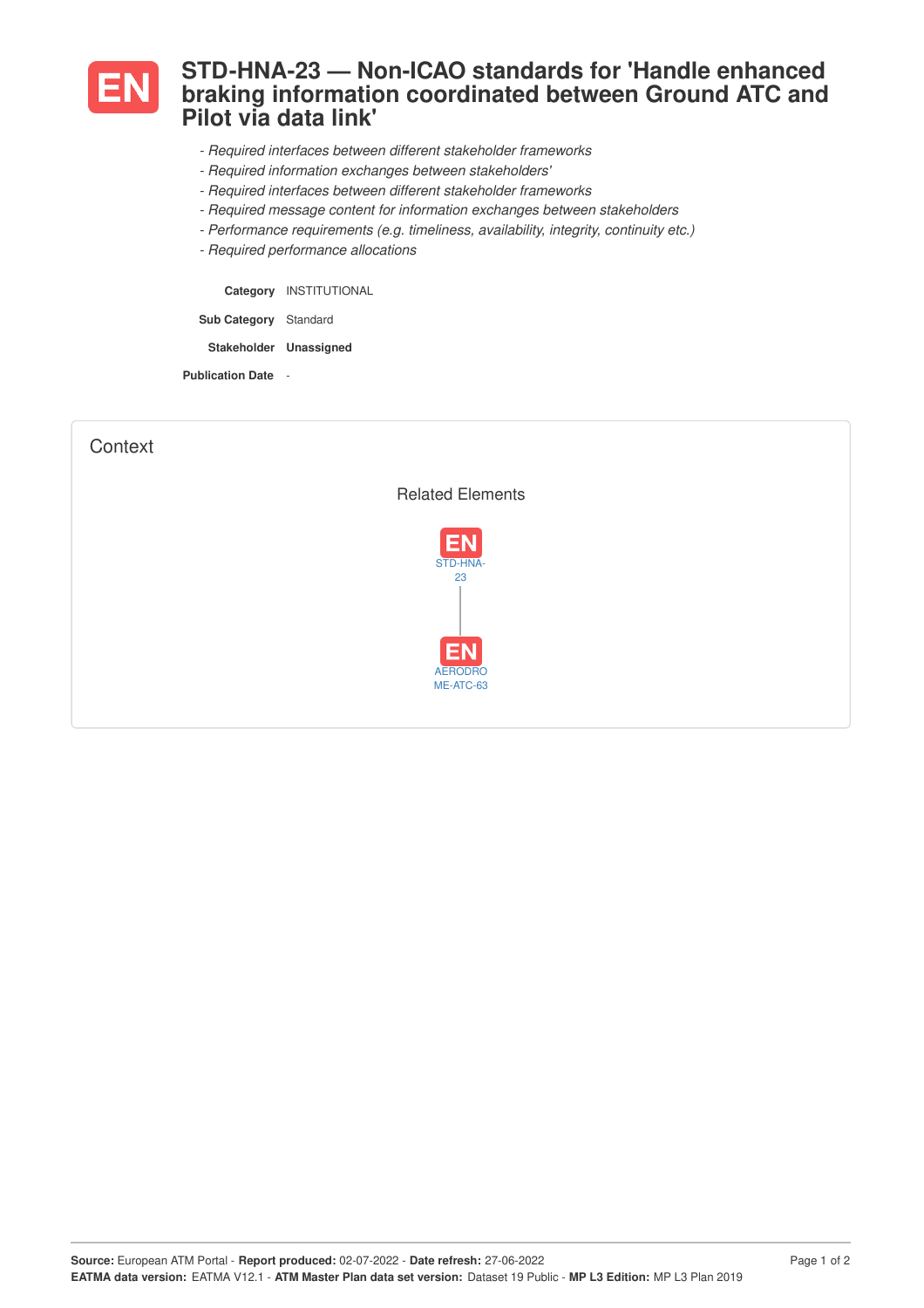# STD-HNA-23 — Non-ICAO standards for 'Handle enhanced braking information coordinated between Ground ATC and Pilot via data link'

*- Required interfaces between different stakeholder frameworks*
*- Required information exchanges between stakeholders'*
*- Required interfaces between different stakeholder frameworks*
*- Required message content for information exchanges between stakeholders*
*- Performance requirements (e.g. timeliness, availability, integrity, continuity etc.)*
*- Required performance allocations*

**Category** INSTITUTIONAL

**Sub Category** Standard

**Stakeholder** **Unassigned**

**Publication Date** -

## Context

Related Elements

STD-HNA-23

AERODROME-ATC-63

Source: European ATM Portal - Report produced: 02-07-2022 - Date refresh: 27-06-2022
EATMA data version: EATMA V12.1 - ATM Master Plan data set version: Dataset 19 Public - MP L3 Edition: MP L3 Plan 2019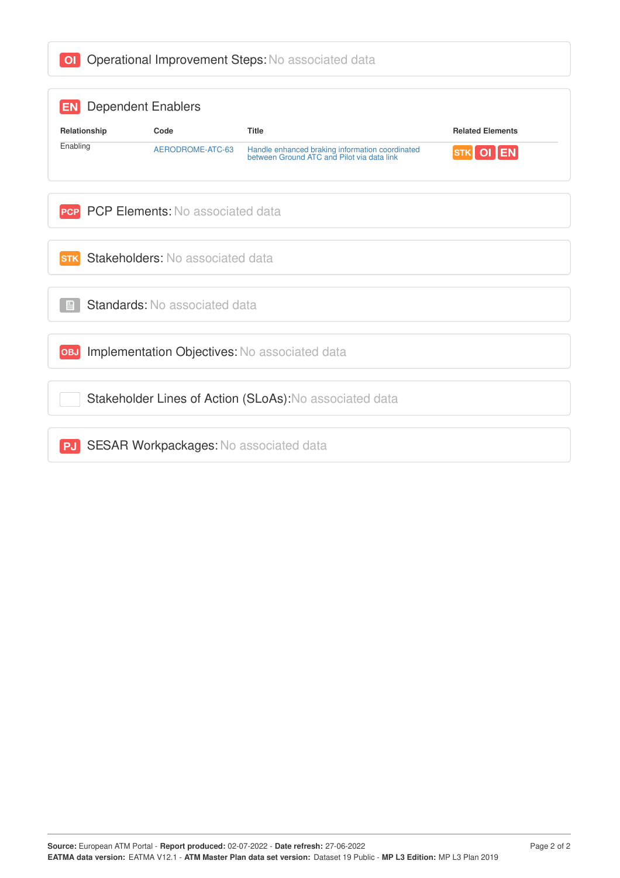## OI Operational Improvement Steps: No associated data

## EN Dependent Enablers

| Relationship | Code | Title | Related Elements |
| --- | --- | --- | --- |
| Enabling | AERODROME-ATC-63 | Handle enhanced braking information coordinated between Ground ATC and Pilot via data link | STK OI EN |

## PCP PCP Elements: No associated data

## STK Stakeholders: No associated data

## Standards: No associated data

## OBJ Implementation Objectives: No associated data

## Stakeholder Lines of Action (SLoAs): No associated data

## PJ SESAR Workpackages: No associated data

**Source:** European ATM Portal - **Report produced:** 02-07-2022 - **Date refresh:** 27-06-2022
**EATMA data version:** EATMA V12.1 - **ATM Master Plan data set version:** Dataset 19 Public - **MP L3 Edition:** MP L3 Plan 2019